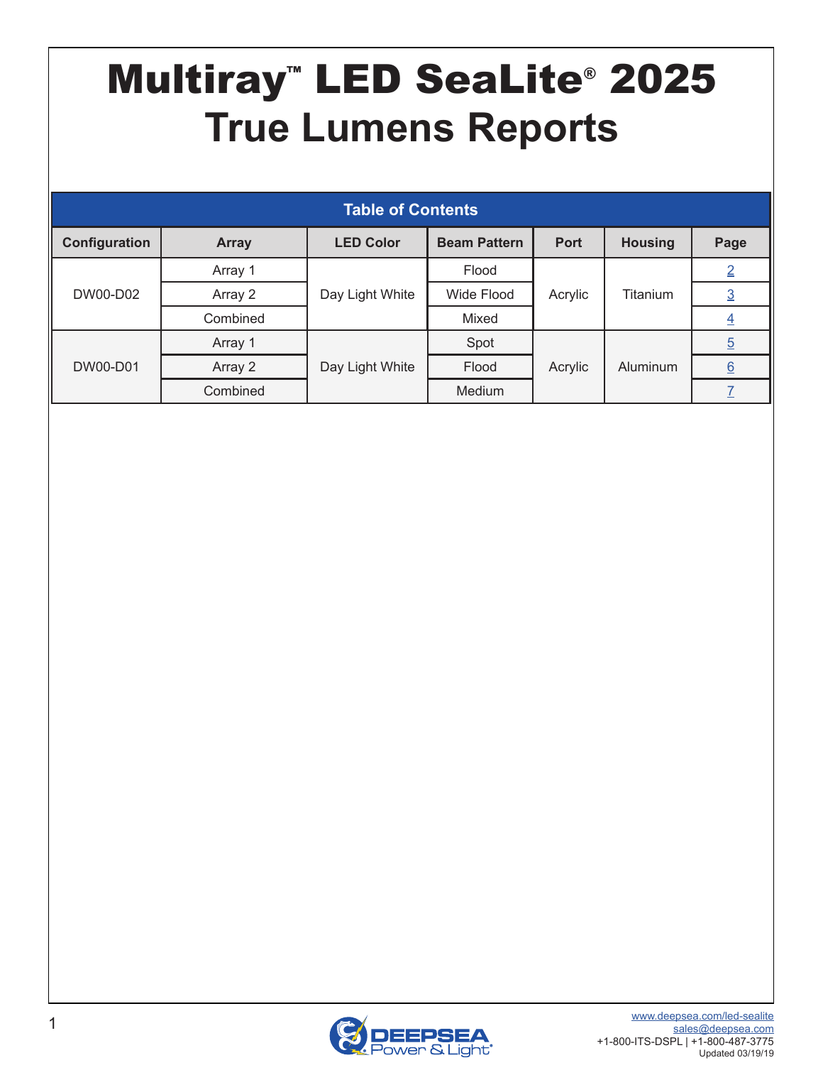# Multiray™ LED SeaLite® 2025
# True Lumens Reports

| Table of Contents | | | | | | |
|---|---|---|---|---|---|---|
| **Configuration** | **Array** | **LED Color** | **Beam Pattern** | **Port** | **Housing** | **Page** |
| DW00-D02 | Array 1 | Day Light White | Flood | Acrylic | Titanium | 2 |
| | Array 2 | | Wide Flood | | | 3 |
| | Combined | | Mixed | | | 4 |
| DW00-D01 | Array 1 | Day Light White | Spot | Acrylic | Aluminum | 5 |
| | Array 2 | | Flood | | | 6 |
| | Combined | | Medium | | | 7 |

DEEPSEA Power & Light®

www.deepsea.com/led-sealite
sales@deepsea.com
+1-800-ITS-DSPL | +1-800-487-3775
Updated 03/19/19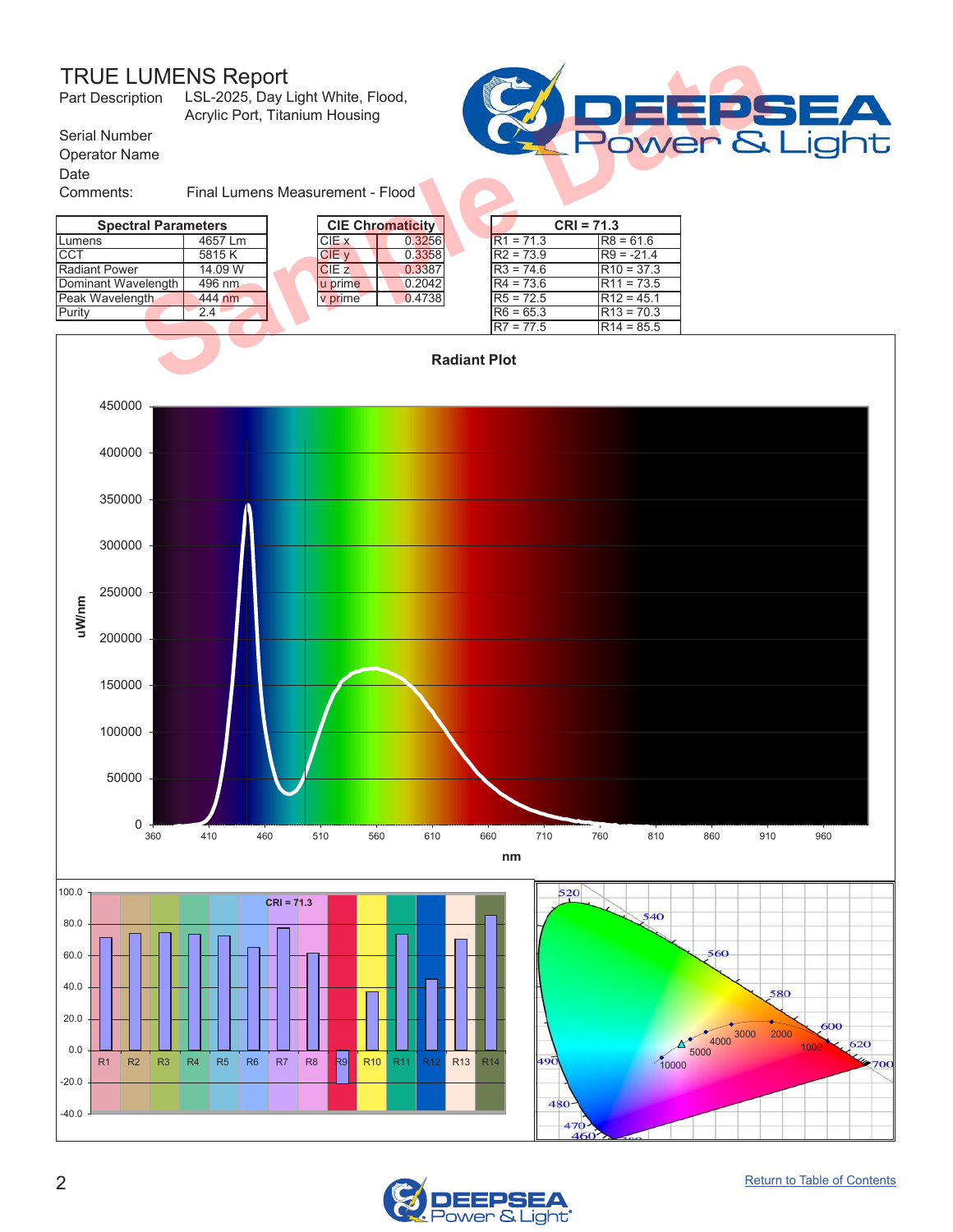# TRUE LUMENS Report

Part Description LSL-2025, Day Light White, Flood, Acrylic Port, Titanium Housing

Serial Number

Operator Name

Date

Comments: Final Lumens Measurement - Flood

| Spectral Parameters | |
|---|---|
| Lumens | 4657 Lm |
| CCT | 5815 K |
| Radiant Power | 14.09 W |
| Dominant Wavelength | 496 nm |
| Peak Wavelength | 444 nm |
| Purity | 2.4 |

| CIE Chromaticity | |
|---|---|
| CIE x | 0.3256 |
| CIE y | 0.3358 |
| CIE z | 0.3387 |
| u prime | 0.2042 |
| v prime | 0.4738 |

| CRI = 71.3 | |
|---|---|
| R1 = 71.3 | R8 = 61.6 |
| R2 = 73.9 | R9 = -21.4 |
| R3 = 74.6 | R10 = 37.3 |
| R4 = 73.6 | R11 = 73.5 |
| R5 = 72.5 | R12 = 45.1 |
| R6 = 65.3 | R13 = 70.3 |
| R7 = 77.5 | R14 = 85.5 |

Radiant Plot

Return to Table of Contents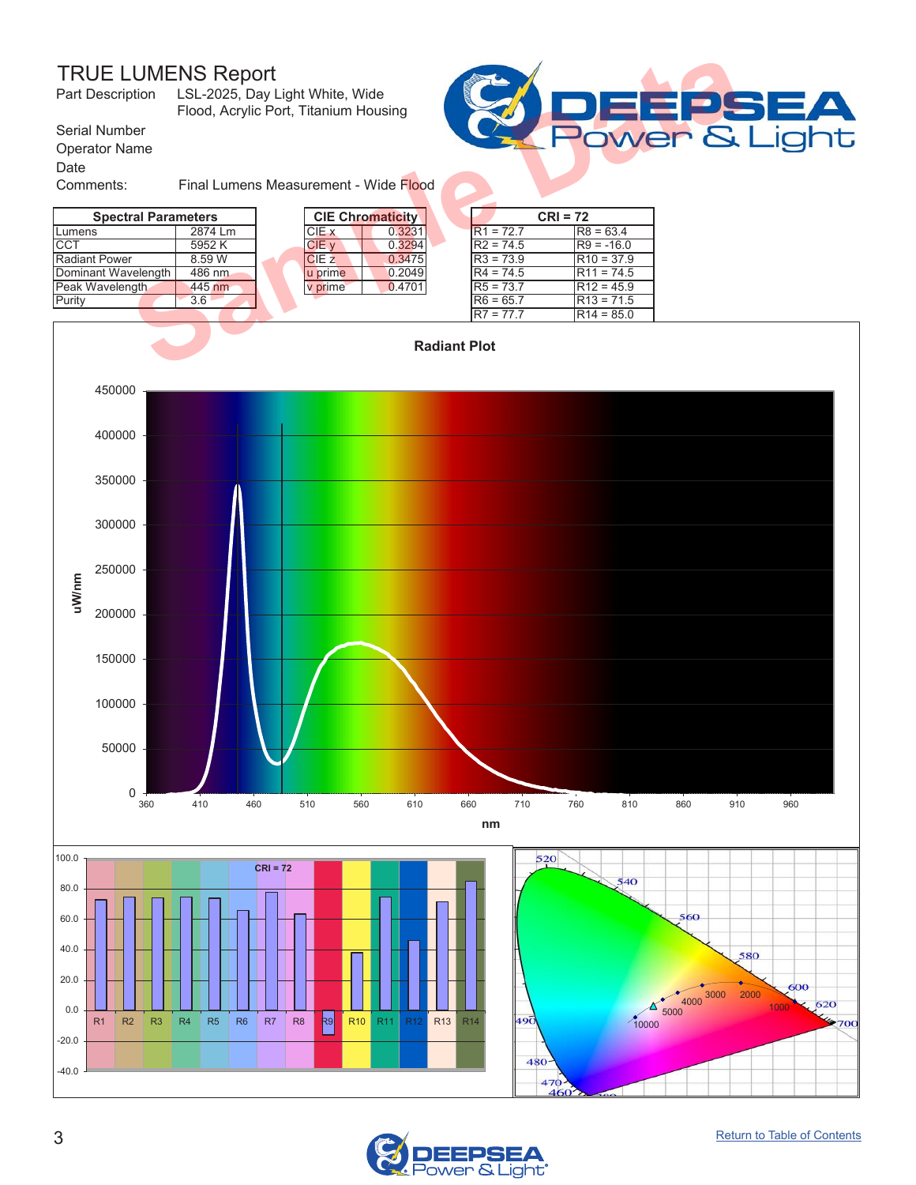# TRUE LUMENS Report

Part Description LSL-2025, Day Light White, Wide Flood, Acrylic Port, Titanium Housing

Serial Number

Operator Name

Date

Comments: Final Lumens Measurement - Wide Flood

| Spectral Parameters | |
|---|---|
| Lumens | 2874 Lm |
| CCT | 5952 K |
| Radiant Power | 8.59 W |
| Dominant Wavelength | 486 nm |
| Peak Wavelength | 445 nm |
| Purity | 3.6 |

| CIE Chromaticity | |
|---|---|
| CIE x | 0.3231 |
| CIE y | 0.3294 |
| CIE z | 0.3475 |
| u prime | 0.2049 |
| v prime | 0.4701 |

| CRI = 72 | |
|---|---|
| R1 = 72.7 | R8 = 63.4 |
| R2 = 74.5 | R9 = -16.0 |
| R3 = 73.9 | R10 = 37.9 |
| R4 = 74.5 | R11 = 74.5 |
| R5 = 73.7 | R12 = 45.9 |
| R6 = 65.7 | R13 = 71.5 |
| R7 = 77.7 | R14 = 85.0 |

Radiant Plot

Return to Table of Contents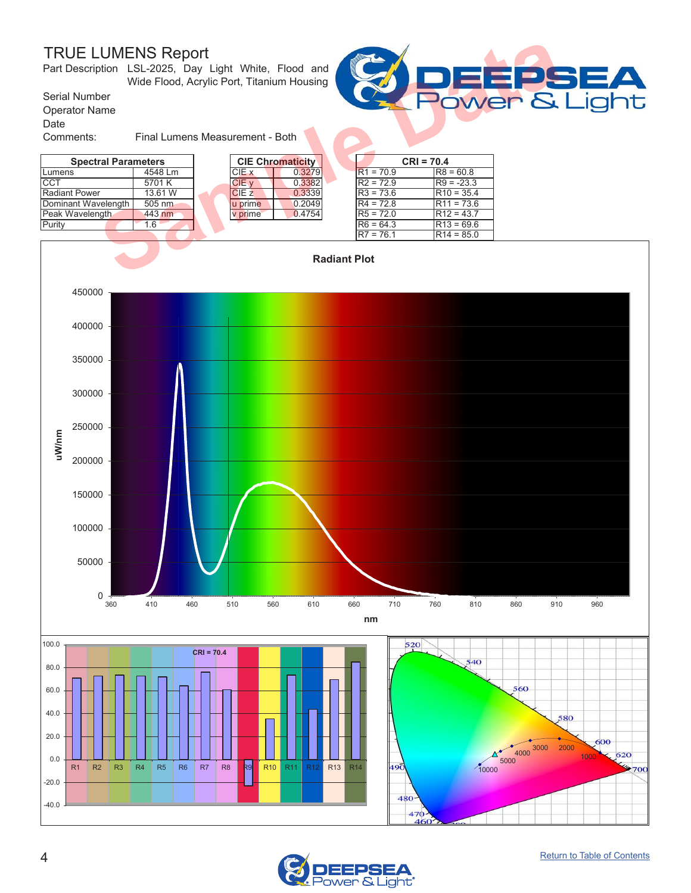# TRUE LUMENS Report

Part Description LSL-2025, Day Light White, Flood and Wide Flood, Acrylic Port, Titanium Housing

Serial Number

Operator Name

Date

Comments: Final Lumens Measurement - Both

| Spectral Parameters | |
|---|---|
| Lumens | 4548 Lm |
| CCT | 5701 K |
| Radiant Power | 13.61 W |
| Dominant Wavelength | 505 nm |
| Peak Wavelength | 443 nm |
| Purity | 1.6 |

| CIE Chromaticity | |
|---|---|
| CIE x | 0.3279 |
| CIE y | 0.3382 |
| CIE z | 0.3339 |
| u prime | 0.2049 |
| v prime | 0.4754 |

| CRI = 70.4 | |
|---|---|
| R1 = 70.9 | R8 = 60.8 |
| R2 = 72.9 | R9 = -23.3 |
| R3 = 73.6 | R10 = 35.4 |
| R4 = 72.8 | R11 = 73.6 |
| R5 = 72.0 | R12 = 43.7 |
| R6 = 64.3 | R13 = 69.6 |
| R7 = 76.1 | R14 = 85.0 |

Sample Data

[Return to Table of Contents](#)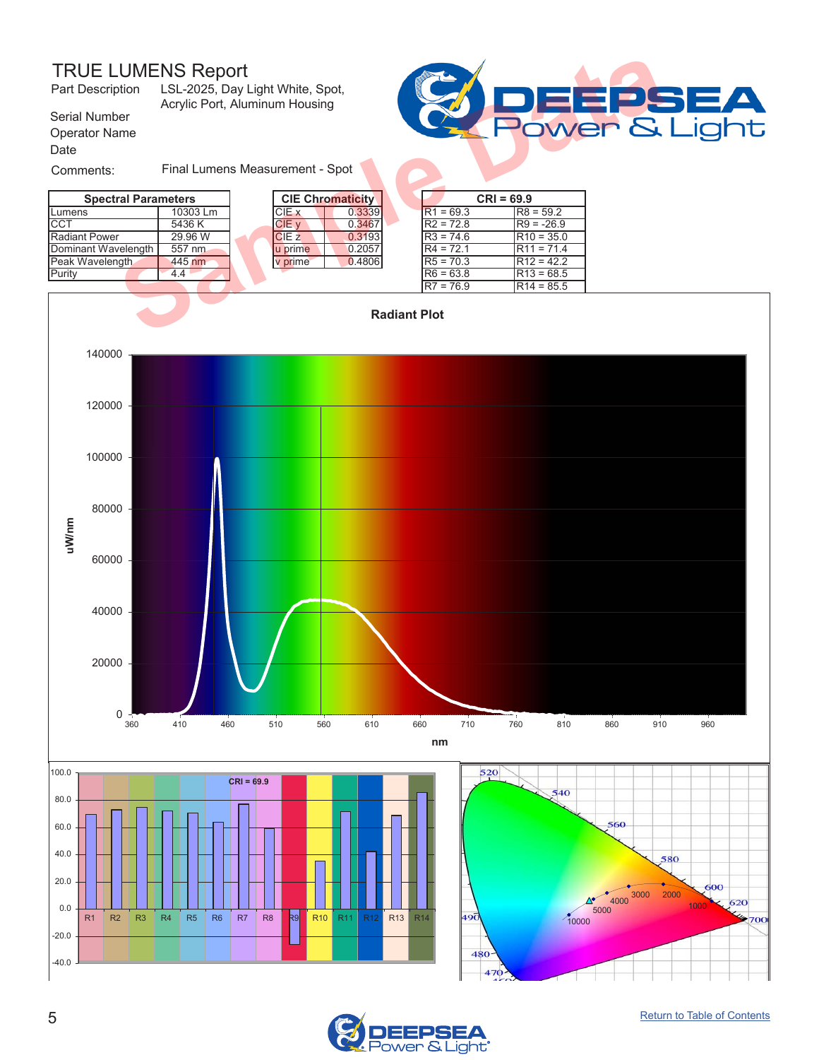# TRUE LUMENS Report

Part Description: LSL-2025, Day Light White, Spot, Acrylic Port, Aluminum Housing

Serial Number

Operator Name

Date

Comments: Final Lumens Measurement - Spot

| Spectral Parameters | |
|---|---|
| Lumens | 10303 Lm |
| CCT | 5436 K |
| Radiant Power | 29.96 W |
| Dominant Wavelength | 557 nm |
| Peak Wavelength | 445 nm |
| Purity | 4.4 |

| CIE Chromaticity | |
|---|---|
| CIE x | 0.3339 |
| CIE y | 0.3467 |
| CIE z | 0.3193 |
| u prime | 0.2057 |
| v prime | 0.4806 |

| CRI = 69.9 | |
|---|---|
| R1 = 69.3 | R8 = 59.2 |
| R2 = 72.8 | R9 = -26.9 |
| R3 = 74.6 | R10 = 35.0 |
| R4 = 72.1 | R11 = 71.4 |
| R5 = 70.3 | R12 = 42.2 |
| R6 = 63.8 | R13 = 68.5 |
| R7 = 76.9 | R14 = 85.5 |

**Radiant Plot**

Return to Table of Contents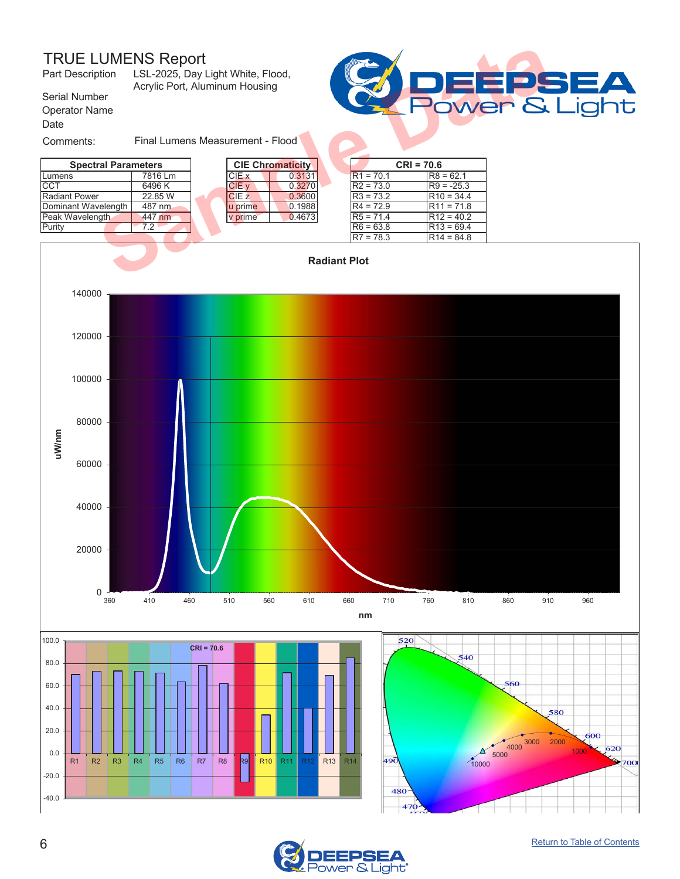# TRUE LUMENS Report

Part Description LSL-2025, Day Light White, Flood, Acrylic Port, Aluminum Housing

Serial Number

Operator Name

Date

Comments: Final Lumens Measurement - Flood

| Spectral Parameters | |
|---|---|
| Lumens | 7816 Lm |
| CCT | 6496 K |
| Radiant Power | 22.85 W |
| Dominant Wavelength | 487 nm |
| Peak Wavelength | 447 nm |
| Purity | 7.2 |

| CIE Chromaticity | |
|---|---|
| CIE x | 0.3131 |
| CIE y | 0.3270 |
| CIE z | 0.3600 |
| u prime | 0.1988 |
| v prime | 0.4673 |

| CRI = 70.6 | |
|---|---|
| R1 = 70.1 | R8 = 62.1 |
| R2 = 73.0 | R9 = -25.3 |
| R3 = 73.2 | R10 = 34.4 |
| R4 = 72.9 | R11 = 71.8 |
| R5 = 71.4 | R12 = 40.2 |
| R6 = 63.8 | R13 = 69.4 |
| R7 = 78.3 | R14 = 84.8 |

Radiant Plot

Return to Table of Contents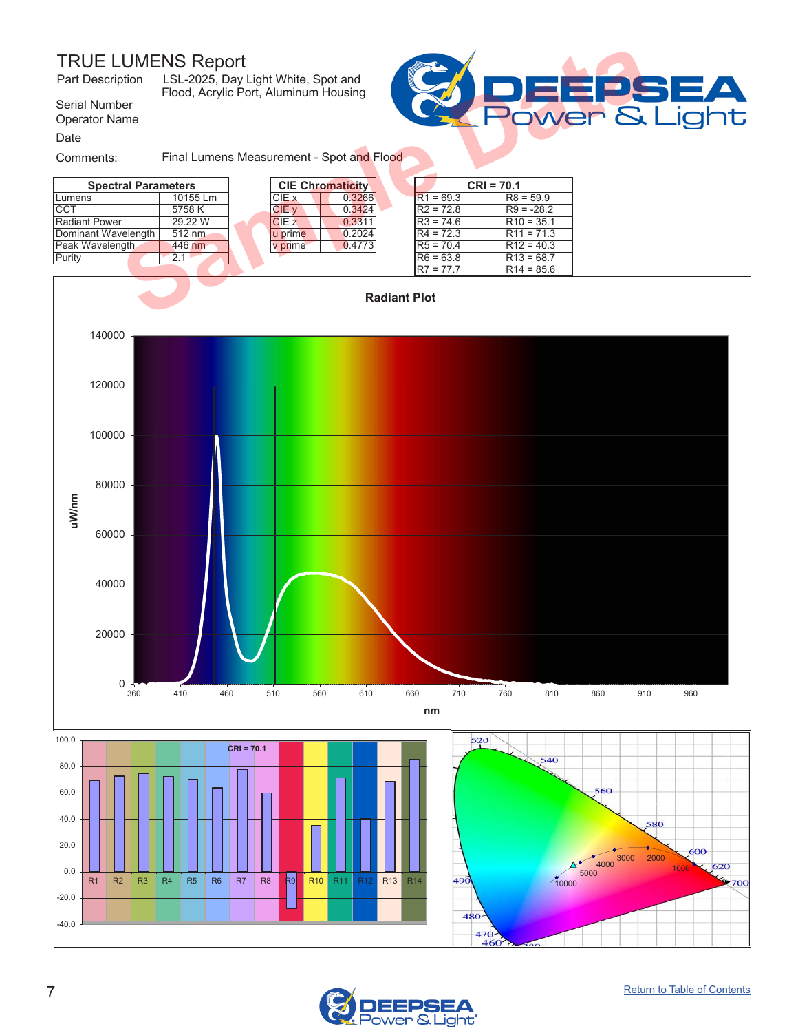# TRUE LUMENS Report

Part Description LSL-2025, Day Light White, Spot and Flood, Acrylic Port, Aluminum Housing

Serial Number

Operator Name

Date

Comments: Final Lumens Measurement - Spot and Flood

Sample Data

| Spectral Parameters | |
|---|---|
| Lumens | 10155 Lm |
| CCT | 5758 K |
| Radiant Power | 29.22 W |
| Dominant Wavelength | 512 nm |
| Peak Wavelength | 446 nm |
| Purity | 2.1 |

| CIE Chromaticity | |
|---|---|
| CIE x | 0.3266 |
| CIE y | 0.3424 |
| CIE z | 0.3311 |
| u prime | 0.2024 |
| v prime | 0.4773 |

| CRI = 70.1 | |
|---|---|
| R1 = 69.3 | R8 = 59.9 |
| R2 = 72.8 | R9 = -28.2 |
| R3 = 74.6 | R10 = 35.1 |
| R4 = 72.3 | R11 = 71.3 |
| R5 = 70.4 | R12 = 40.3 |
| R6 = 63.8 | R13 = 68.7 |
| R7 = 77.7 | R14 = 85.6 |

Radiant Plot

uW/nm

140000
120000
100000
80000
60000
40000
20000
0

360 410 460 510 560 610 660 710 760 810 860 910 960

nm

CRI = 70.1

100.0
80.0
60.0
40.0
20.0
0.0
-20.0
-40.0

R1 R2 R3 R4 R5 R6 R7 R8 R9 R10 R11 R12 R13 R14

520 540 560 580 600 620 700 490 480 470 460

10000 5000 4000 3000 2000 1000

Return to Table of Contents